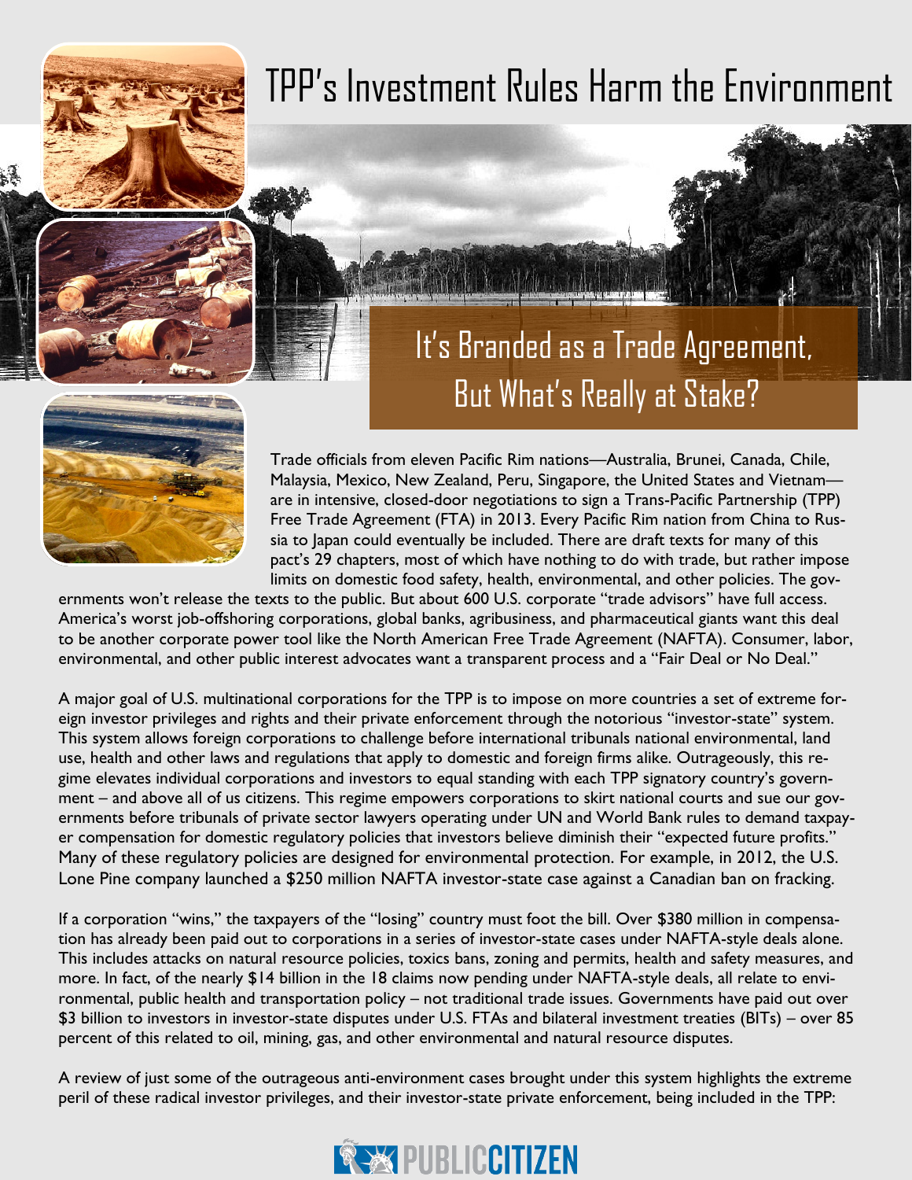# TPP's Investment Rules Harm the Environment

## It's Branded as a Trade Agreement, But What's Really at Stake?

Trade officials from eleven Pacific Rim nations—Australia, Brunei, Canada, Chile, Malaysia, Mexico, New Zealand, Peru, Singapore, the United States and Vietnam—are in intensive, closed-door negotiations to sign a Trans-Pacific Partnership (TPP) Free Trade Agreement (FTA) in 2013. Every Pacific Rim nation from China to Russia to Japan could eventually be included. There are draft texts for many of this pact's 29 chapters, most of which have nothing to do with trade, but rather impose limits on domestic food safety, health, environmental, and other policies. The governments won't release the texts to the public. But about 600 U.S. corporate "trade advisors" have full access. America's worst job-offshoring corporations, global banks, agribusiness, and pharmaceutical giants want this deal to be another corporate power tool like the North American Free Trade Agreement (NAFTA). Consumer, labor, environmental, and other public interest advocates want a transparent process and a "Fair Deal or No Deal."

A major goal of U.S. multinational corporations for the TPP is to impose on more countries a set of extreme foreign investor privileges and rights and their private enforcement through the notorious "investor-state" system. This system allows foreign corporations to challenge before international tribunals national environmental, land use, health and other laws and regulations that apply to domestic and foreign firms alike. Outrageously, this regime elevates individual corporations and investors to equal standing with each TPP signatory country's government – and above all of us citizens. This regime empowers corporations to skirt national courts and sue our governments before tribunals of private sector lawyers operating under UN and World Bank rules to demand taxpayer compensation for domestic regulatory policies that investors believe diminish their "expected future profits." Many of these regulatory policies are designed for environmental protection. For example, in 2012, the U.S. Lone Pine company launched a $250 million NAFTA investor-state case against a Canadian ban on fracking.

If a corporation "wins," the taxpayers of the "losing" country must foot the bill. Over $380 million in compensation has already been paid out to corporations in a series of investor-state cases under NAFTA-style deals alone. This includes attacks on natural resource policies, toxics bans, zoning and permits, health and safety measures, and more. In fact, of the nearly $14 billion in the 18 claims now pending under NAFTA-style deals, all relate to environmental, public health and transportation policy – not traditional trade issues. Governments have paid out over $3 billion to investors in investor-state disputes under U.S. FTAs and bilateral investment treaties (BITs) – over 85 percent of this related to oil, mining, gas, and other environmental and natural resource disputes.

A review of just some of the outrageous anti-environment cases brought under this system highlights the extreme peril of these radical investor privileges, and their investor-state private enforcement, being included in the TPP: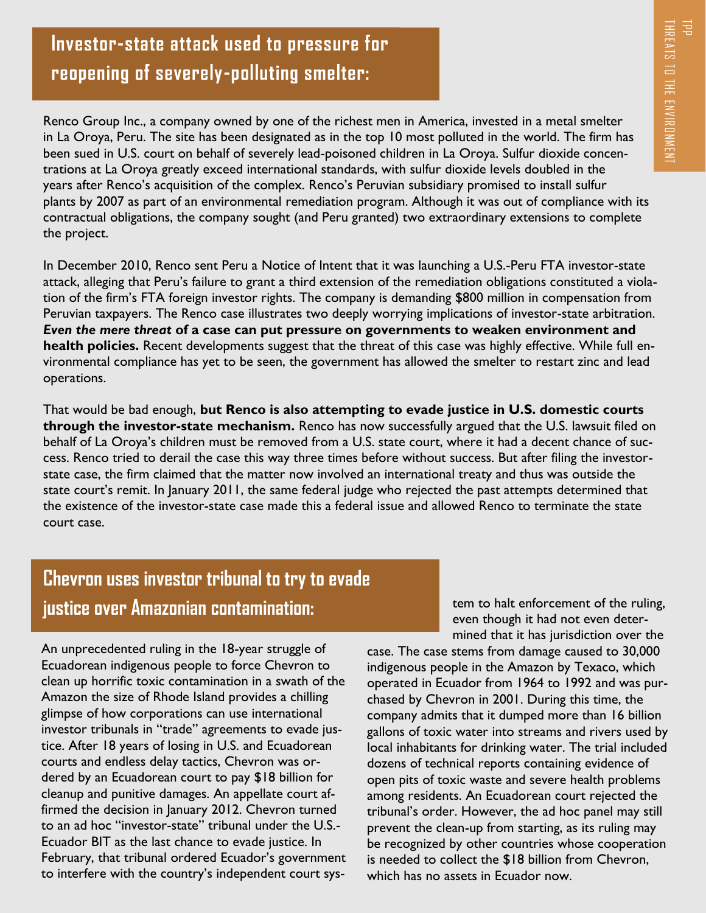## Investor-state attack used to pressure for reopening of severely-polluting smelter:

Renco Group Inc., a company owned by one of the richest men in America, invested in a metal smelter in La Oroya, Peru. The site has been designated as in the top 10 most polluted in the world. The firm has been sued in U.S. court on behalf of severely lead-poisoned children in La Oroya. Sulfur dioxide concentrations at La Oroya greatly exceed international standards, with sulfur dioxide levels doubled in the years after Renco's acquisition of the complex. Renco's Peruvian subsidiary promised to install sulfur plants by 2007 as part of an environmental remediation program. Although it was out of compliance with its contractual obligations, the company sought (and Peru granted) two extraordinary extensions to complete the project.

In December 2010, Renco sent Peru a Notice of Intent that it was launching a U.S.-Peru FTA investor-state attack, alleging that Peru's failure to grant a third extension of the remediation obligations constituted a violation of the firm's FTA foreign investor rights. The company is demanding $800 million in compensation from Peruvian taxpayers. The Renco case illustrates two deeply worrying implications of investor-state arbitration. ***Even the mere threat* of a case can put pressure on governments to weaken environment and health policies.** Recent developments suggest that the threat of this case was highly effective. While full environmental compliance has yet to be seen, the government has allowed the smelter to restart zinc and lead operations.

That would be bad enough, **but Renco is also attempting to evade justice in U.S. domestic courts through the investor-state mechanism.** Renco has now successfully argued that the U.S. lawsuit filed on behalf of La Oroya's children must be removed from a U.S. state court, where it had a decent chance of success. Renco tried to derail the case this way three times before without success. But after filing the investor-state case, the firm claimed that the matter now involved an international treaty and thus was outside the state court's remit. In January 2011, the same federal judge who rejected the past attempts determined that the existence of the investor-state case made this a federal issue and allowed Renco to terminate the state court case.

## Chevron uses investor tribunal to try to evade justice over Amazonian contamination:

An unprecedented ruling in the 18-year struggle of Ecuadorean indigenous people to force Chevron to clean up horrific toxic contamination in a swath of the Amazon the size of Rhode Island provides a chilling glimpse of how corporations can use international investor tribunals in "trade" agreements to evade justice. After 18 years of losing in U.S. and Ecuadorean courts and endless delay tactics, Chevron was ordered by an Ecuadorean court to pay $18 billion for cleanup and punitive damages. An appellate court affirmed the decision in January 2012. Chevron turned to an ad hoc "investor-state" tribunal under the U.S.-Ecuador BIT as the last chance to evade justice. In February, that tribunal ordered Ecuador's government to interfere with the country's independent court system to halt enforcement of the ruling, even though it had not even determined that it has jurisdiction over the case. The case stems from damage caused to 30,000 indigenous people in the Amazon by Texaco, which operated in Ecuador from 1964 to 1992 and was purchased by Chevron in 2001. During this time, the company admits that it dumped more than 16 billion gallons of toxic water into streams and rivers used by local inhabitants for drinking water. The trial included dozens of technical reports containing evidence of open pits of toxic waste and severe health problems among residents. An Ecuadorean court rejected the tribunal's order. However, the ad hoc panel may still prevent the clean-up from starting, as its ruling may be recognized by other countries whose cooperation is needed to collect the $18 billion from Chevron, which has no assets in Ecuador now.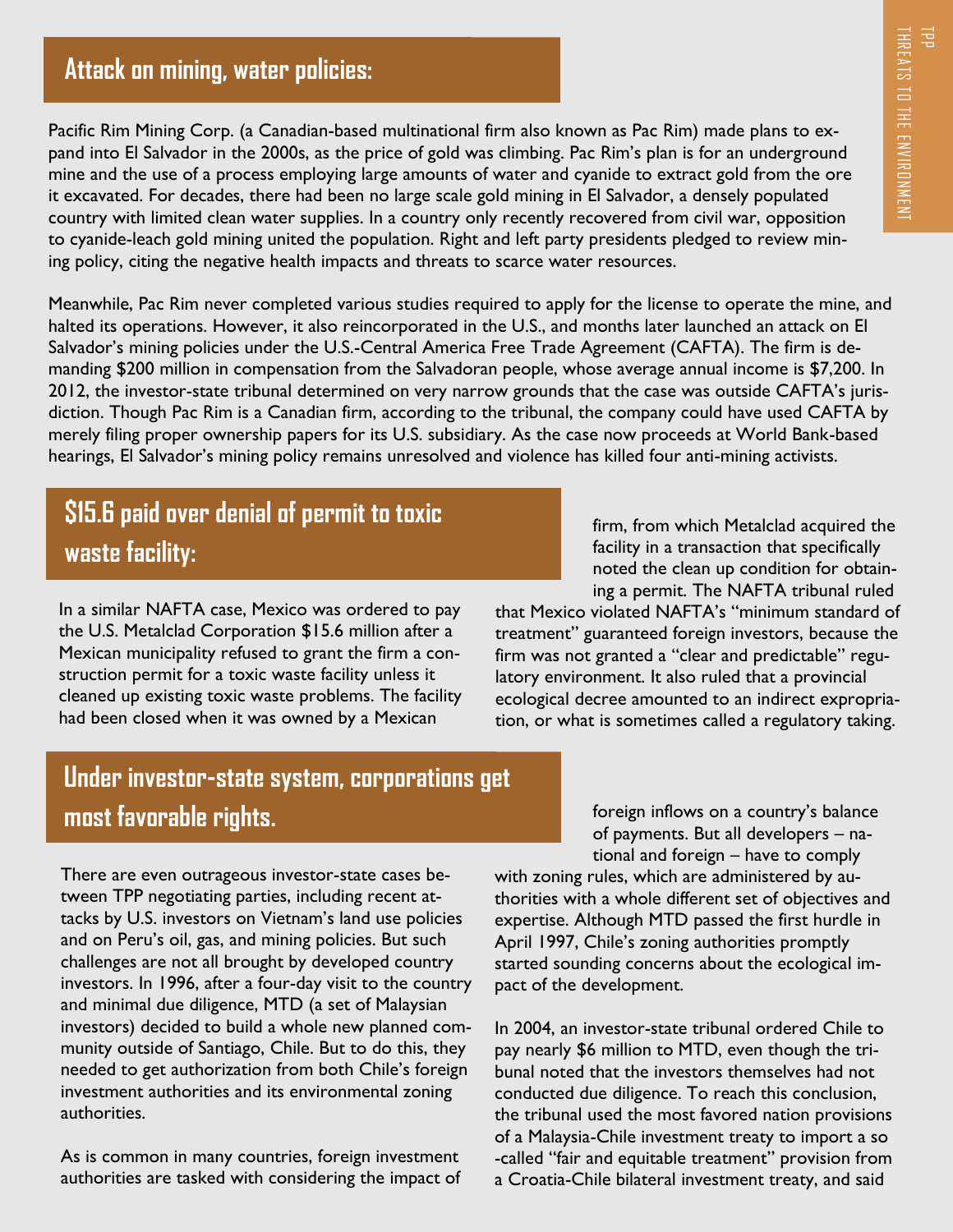## Attack on mining, water policies:

Pacific Rim Mining Corp. (a Canadian-based multinational firm also known as Pac Rim) made plans to expand into El Salvador in the 2000s, as the price of gold was climbing. Pac Rim's plan is for an underground mine and the use of a process employing large amounts of water and cyanide to extract gold from the ore it excavated. For decades, there had been no large scale gold mining in El Salvador, a densely populated country with limited clean water supplies. In a country only recently recovered from civil war, opposition to cyanide-leach gold mining united the population. Right and left party presidents pledged to review mining policy, citing the negative health impacts and threats to scarce water resources.

Meanwhile, Pac Rim never completed various studies required to apply for the license to operate the mine, and halted its operations. However, it also reincorporated in the U.S., and months later launched an attack on El Salvador's mining policies under the U.S.-Central America Free Trade Agreement (CAFTA). The firm is demanding $200 million in compensation from the Salvadoran people, whose average annual income is $7,200. In 2012, the investor-state tribunal determined on very narrow grounds that the case was outside CAFTA's jurisdiction. Though Pac Rim is a Canadian firm, according to the tribunal, the company could have used CAFTA by merely filing proper ownership papers for its U.S. subsidiary. As the case now proceeds at World Bank-based hearings, El Salvador's mining policy remains unresolved and violence has killed four anti-mining activists.

## $15.6 paid over denial of permit to toxic waste facility:

In a similar NAFTA case, Mexico was ordered to pay the U.S. Metalclad Corporation $15.6 million after a Mexican municipality refused to grant the firm a construction permit for a toxic waste facility unless it cleaned up existing toxic waste problems. The facility had been closed when it was owned by a Mexican firm, from which Metalclad acquired the facility in a transaction that specifically noted the clean up condition for obtaining a permit. The NAFTA tribunal ruled that Mexico violated NAFTA's "minimum standard of treatment" guaranteed foreign investors, because the firm was not granted a "clear and predictable" regulatory environment. It also ruled that a provincial ecological decree amounted to an indirect expropriation, or what is sometimes called a regulatory taking.

## Under investor-state system, corporations get most favorable rights.

There are even outrageous investor-state cases between TPP negotiating parties, including recent attacks by U.S. investors on Vietnam's land use policies and on Peru's oil, gas, and mining policies. But such challenges are not all brought by developed country investors. In 1996, after a four-day visit to the country and minimal due diligence, MTD (a set of Malaysian investors) decided to build a whole new planned community outside of Santiago, Chile. But to do this, they needed to get authorization from both Chile's foreign investment authorities and its environmental zoning authorities.

As is common in many countries, foreign investment authorities are tasked with considering the impact of foreign inflows on a country's balance of payments. But all developers – national and foreign – have to comply with zoning rules, which are administered by authorities with a whole different set of objectives and expertise. Although MTD passed the first hurdle in April 1997, Chile's zoning authorities promptly started sounding concerns about the ecological impact of the development.

In 2004, an investor-state tribunal ordered Chile to pay nearly $6 million to MTD, even though the tribunal noted that the investors themselves had not conducted due diligence. To reach this conclusion, the tribunal used the most favored nation provisions of a Malaysia-Chile investment treaty to import a so-called "fair and equitable treatment" provision from a Croatia-Chile bilateral investment treaty, and said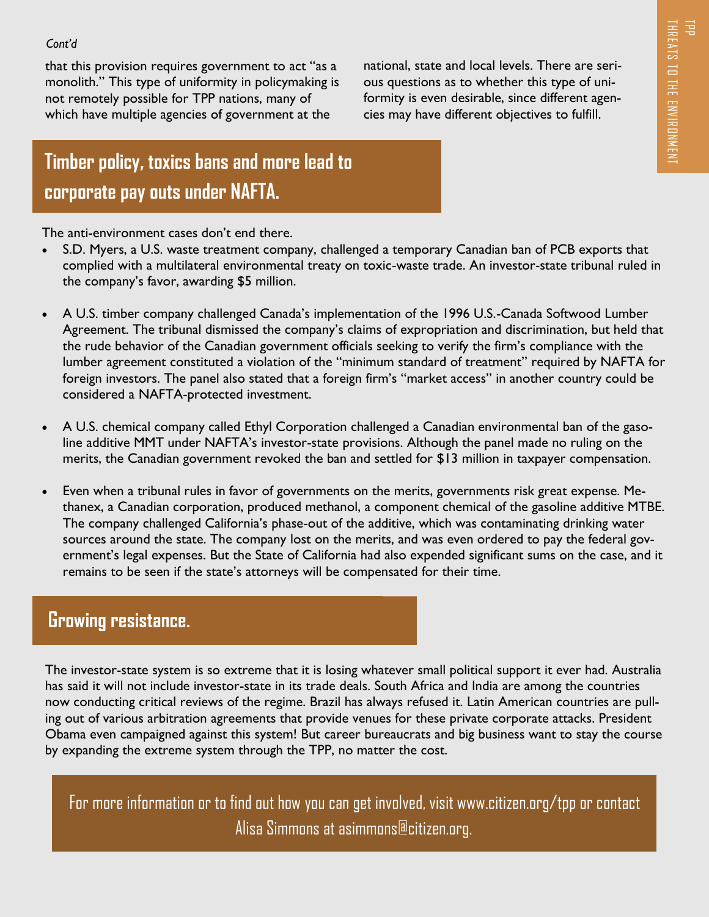*Cont'd*

that this provision requires government to act "as a monolith." This type of uniformity in policymaking is not remotely possible for TPP nations, many of which have multiple agencies of government at the national, state and local levels. There are serious questions as to whether this type of uniformity is even desirable, since different agencies may have different objectives to fulfill.

## Timber policy, toxics bans and more lead to corporate pay outs under NAFTA.

The anti-environment cases don't end there.

- S.D. Myers, a U.S. waste treatment company, challenged a temporary Canadian ban of PCB exports that complied with a multilateral environmental treaty on toxic-waste trade. An investor-state tribunal ruled in the company's favor, awarding $5 million.

- A U.S. timber company challenged Canada's implementation of the 1996 U.S.-Canada Softwood Lumber Agreement. The tribunal dismissed the company's claims of expropriation and discrimination, but held that the rude behavior of the Canadian government officials seeking to verify the firm's compliance with the lumber agreement constituted a violation of the "minimum standard of treatment" required by NAFTA for foreign investors. The panel also stated that a foreign firm's "market access" in another country could be considered a NAFTA-protected investment.

- A U.S. chemical company called Ethyl Corporation challenged a Canadian environmental ban of the gasoline additive MMT under NAFTA's investor-state provisions. Although the panel made no ruling on the merits, the Canadian government revoked the ban and settled for $13 million in taxpayer compensation.

- Even when a tribunal rules in favor of governments on the merits, governments risk great expense. Methanex, a Canadian corporation, produced methanol, a component chemical of the gasoline additive MTBE. The company challenged California's phase-out of the additive, which was contaminating drinking water sources around the state. The company lost on the merits, and was even ordered to pay the federal government's legal expenses. But the State of California had also expended significant sums on the case, and it remains to be seen if the state's attorneys will be compensated for their time.

## Growing resistance.

The investor-state system is so extreme that it is losing whatever small political support it ever had. Australia has said it will not include investor-state in its trade deals. South Africa and India are among the countries now conducting critical reviews of the regime. Brazil has always refused it. Latin American countries are pulling out of various arbitration agreements that provide venues for these private corporate attacks. President Obama even campaigned against this system! But career bureaucrats and big business want to stay the course by expanding the extreme system through the TPP, no matter the cost.

For more information or to find out how you can get involved, visit www.citizen.org/tpp or contact Alisa Simmons at asimmons@citizen.org.